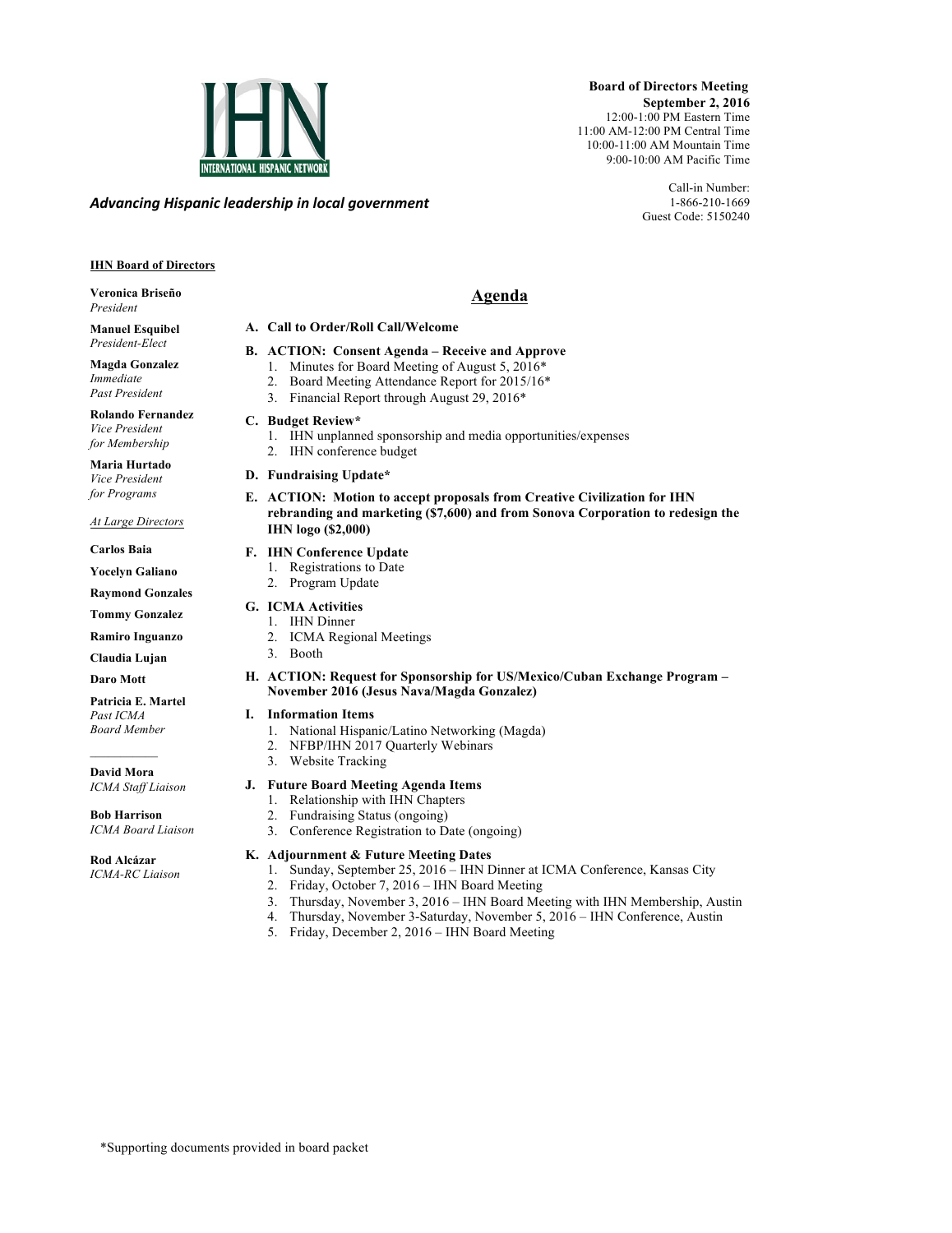INTERNATIONAL HISPANIC NETWORK

*Advancing Hispanic leadership in local government*

**Board of Directors Meeting**
**September 2, 2016**
12:00-1:00 PM Eastern Time
11:00 AM-12:00 PM Central Time
10:00-11:00 AM Mountain Time
9:00-10:00 AM Pacific Time

Call-in Number:
1-866-210-1669
Guest Code: 5150240

**IHN Board of Directors**

**Veronica Briseño**
*President*

**Manuel Esquibel**
*President-Elect*

**Magda Gonzalez**
*Immediate Past President*

**Rolando Fernandez**
*Vice President for Membership*

**Maria Hurtado**
*Vice President for Programs*

*At Large Directors*

**Carlos Baia**

**Yocelyn Galiano**

**Raymond Gonzales**

**Tommy Gonzalez**

**Ramiro Inguanzo**

**Claudia Lujan**

**Daro Mott**

**Patricia E. Martel**
*Past ICMA Board Member*

**David Mora**
*ICMA Staff Liaison*

**Bob Harrison**
*ICMA Board Liaison*

**Rod Alcázar**
*ICMA-RC Liaison*

## Agenda

**A. Call to Order/Roll Call/Welcome**

**B. ACTION: Consent Agenda – Receive and Approve**
1. Minutes for Board Meeting of August 5, 2016*
2. Board Meeting Attendance Report for 2015/16*
3. Financial Report through August 29, 2016*

**C. Budget Review***
1. IHN unplanned sponsorship and media opportunities/expenses
2. IHN conference budget

**D. Fundraising Update***

**E. ACTION: Motion to accept proposals from Creative Civilization for IHN rebranding and marketing ($7,600) and from Sonova Corporation to redesign the IHN logo ($2,000)**

**F. IHN Conference Update**
1. Registrations to Date
2. Program Update

**G. ICMA Activities**
1. IHN Dinner
2. ICMA Regional Meetings
3. Booth

**H. ACTION: Request for Sponsorship for US/Mexico/Cuban Exchange Program – November 2016 (Jesus Nava/Magda Gonzalez)**

**I. Information Items**
1. National Hispanic/Latino Networking (Magda)
2. NFBP/IHN 2017 Quarterly Webinars
3. Website Tracking

**J. Future Board Meeting Agenda Items**
1. Relationship with IHN Chapters
2. Fundraising Status (ongoing)
3. Conference Registration to Date (ongoing)

**K. Adjournment & Future Meeting Dates**
1. Sunday, September 25, 2016 – IHN Dinner at ICMA Conference, Kansas City
2. Friday, October 7, 2016 – IHN Board Meeting
3. Thursday, November 3, 2016 – IHN Board Meeting with IHN Membership, Austin
4. Thursday, November 3-Saturday, November 5, 2016 – IHN Conference, Austin
5. Friday, December 2, 2016 – IHN Board Meeting

*Supporting documents provided in board packet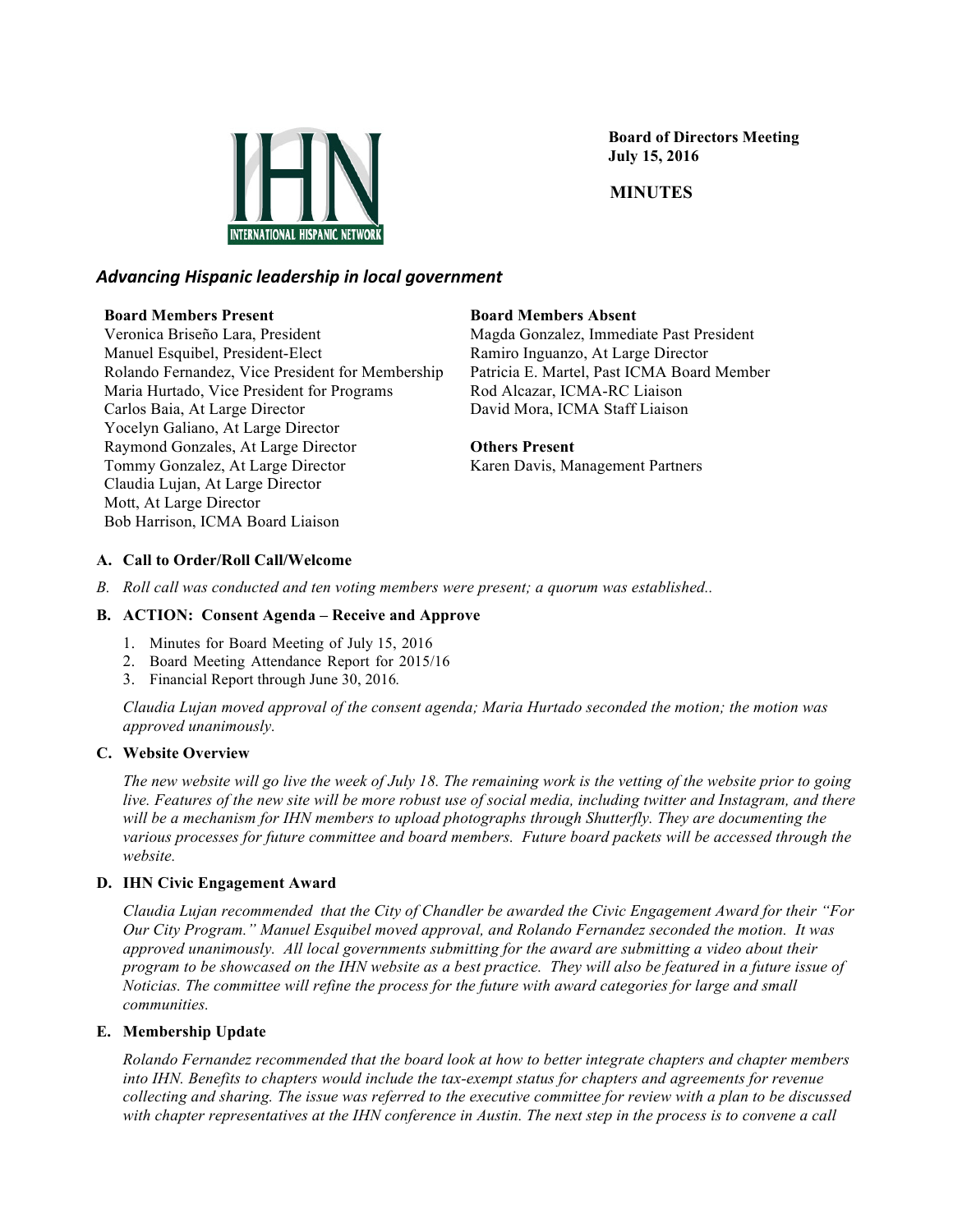**Board of Directors Meeting**
**July 15, 2016**

**MINUTES**

***Advancing Hispanic leadership in local government***

**Board Members Present**
Veronica Briseño Lara, President
Manuel Esquibel, President-Elect
Rolando Fernandez, Vice President for Membership
Maria Hurtado, Vice President for Programs
Carlos Baia, At Large Director
Yocelyn Galiano, At Large Director
Raymond Gonzales, At Large Director
Tommy Gonzalez, At Large Director
Claudia Lujan, At Large Director
Mott, At Large Director
Bob Harrison, ICMA Board Liaison

**Board Members Absent**
Magda Gonzalez, Immediate Past President
Ramiro Inguanzo, At Large Director
Patricia E. Martel, Past ICMA Board Member
Rod Alcazar, ICMA-RC Liaison
David Mora, ICMA Staff Liaison

**Others Present**
Karen Davis, Management Partners

**A. Call to Order/Roll Call/Welcome**

*B. Roll call was conducted and ten voting members were present; a quorum was established..*

**B. ACTION: Consent Agenda – Receive and Approve**

1. Minutes for Board Meeting of July 15, 2016
2. Board Meeting Attendance Report for 2015/16
3. Financial Report through June 30, 2016.

*Claudia Lujan moved approval of the consent agenda; Maria Hurtado seconded the motion; the motion was approved unanimously.*

**C. Website Overview**

*The new website will go live the week of July 18. The remaining work is the vetting of the website prior to going live. Features of the new site will be more robust use of social media, including twitter and Instagram, and there will be a mechanism for IHN members to upload photographs through Shutterfly. They are documenting the various processes for future committee and board members. Future board packets will be accessed through the website.*

**D. IHN Civic Engagement Award**

*Claudia Lujan recommended that the City of Chandler be awarded the Civic Engagement Award for their "For Our City Program." Manuel Esquibel moved approval, and Rolando Fernandez seconded the motion. It was approved unanimously. All local governments submitting for the award are submitting a video about their program to be showcased on the IHN website as a best practice. They will also be featured in a future issue of Noticias. The committee will refine the process for the future with award categories for large and small communities.*

**E. Membership Update**

*Rolando Fernandez recommended that the board look at how to better integrate chapters and chapter members into IHN. Benefits to chapters would include the tax-exempt status for chapters and agreements for revenue collecting and sharing. The issue was referred to the executive committee for review with a plan to be discussed with chapter representatives at the IHN conference in Austin. The next step in the process is to convene a call*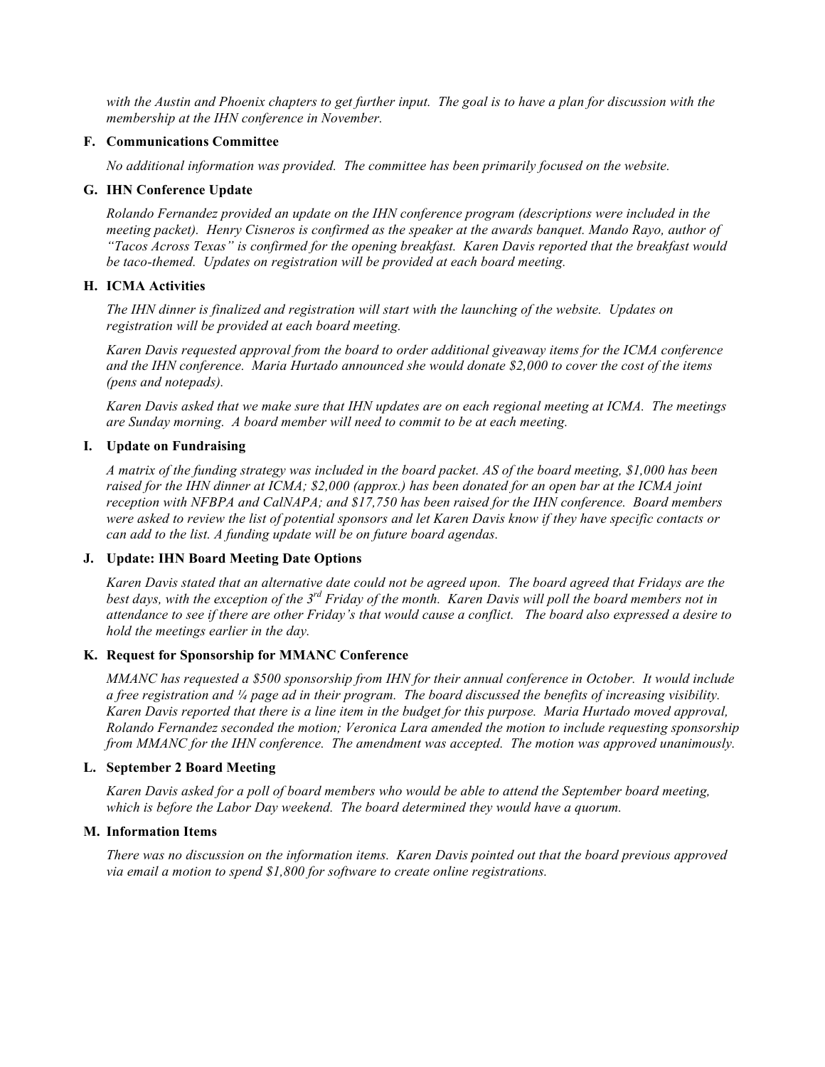*with the Austin and Phoenix chapters to get further input. The goal is to have a plan for discussion with the membership at the IHN conference in November.*

### F. Communications Committee

*No additional information was provided. The committee has been primarily focused on the website.*

### G. IHN Conference Update

*Rolando Fernandez provided an update on the IHN conference program (descriptions were included in the meeting packet). Henry Cisneros is confirmed as the speaker at the awards banquet. Mando Rayo, author of "Tacos Across Texas" is confirmed for the opening breakfast. Karen Davis reported that the breakfast would be taco-themed. Updates on registration will be provided at each board meeting.*

### H. ICMA Activities

*The IHN dinner is finalized and registration will start with the launching of the website. Updates on registration will be provided at each board meeting.*

*Karen Davis requested approval from the board to order additional giveaway items for the ICMA conference and the IHN conference. Maria Hurtado announced she would donate $2,000 to cover the cost of the items (pens and notepads).*

*Karen Davis asked that we make sure that IHN updates are on each regional meeting at ICMA. The meetings are Sunday morning. A board member will need to commit to be at each meeting.*

### I. Update on Fundraising

*A matrix of the funding strategy was included in the board packet. AS of the board meeting, $1,000 has been raised for the IHN dinner at ICMA; $2,000 (approx.) has been donated for an open bar at the ICMA joint reception with NFBPA and CalNAPA; and $17,750 has been raised for the IHN conference. Board members were asked to review the list of potential sponsors and let Karen Davis know if they have specific contacts or can add to the list. A funding update will be on future board agendas.*

### J. Update: IHN Board Meeting Date Options

*Karen Davis stated that an alternative date could not be agreed upon. The board agreed that Fridays are the best days, with the exception of the 3rd Friday of the month. Karen Davis will poll the board members not in attendance to see if there are other Friday's that would cause a conflict. The board also expressed a desire to hold the meetings earlier in the day.*

### K. Request for Sponsorship for MMANC Conference

*MMANC has requested a $500 sponsorship from IHN for their annual conference in October. It would include a free registration and ¼ page ad in their program. The board discussed the benefits of increasing visibility. Karen Davis reported that there is a line item in the budget for this purpose. Maria Hurtado moved approval, Rolando Fernandez seconded the motion; Veronica Lara amended the motion to include requesting sponsorship from MMANC for the IHN conference. The amendment was accepted. The motion was approved unanimously.*

### L. September 2 Board Meeting

*Karen Davis asked for a poll of board members who would be able to attend the September board meeting, which is before the Labor Day weekend. The board determined they would have a quorum.*

### M. Information Items

*There was no discussion on the information items. Karen Davis pointed out that the board previous approved via email a motion to spend $1,800 for software to create online registrations.*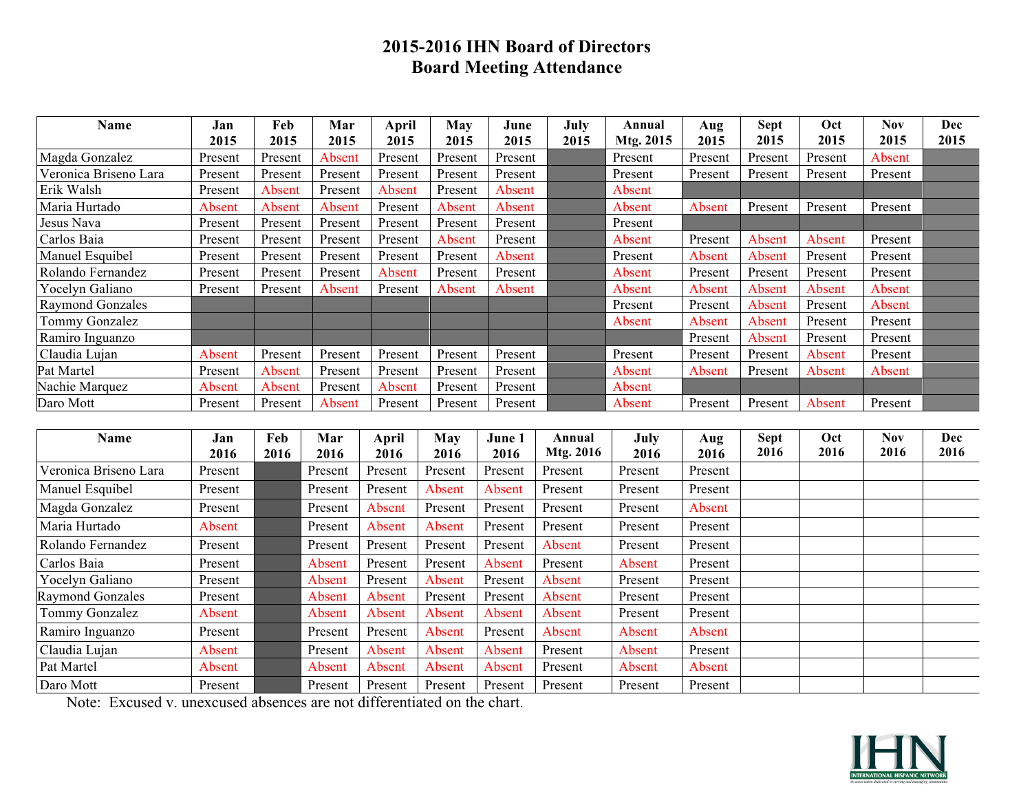# 2015-2016 IHN Board of Directors
## Board Meeting Attendance

| Name | Jan 2015 | Feb 2015 | Mar 2015 | April 2015 | May 2015 | June 2015 | July 2015 | Annual Mtg. 2015 | Aug 2015 | Sept 2015 | Oct 2015 | Nov 2015 | Dec 2015 |
|---|---|---|---|---|---|---|---|---|---|---|---|---|---|
| Magda Gonzalez | Present | Present | Absent | Present | Present | Present | | Present | Present | Present | Present | Absent | |
| Veronica Briseno Lara | Present | Present | Present | Present | Present | Present | | Present | Present | Present | Present | Present | |
| Erik Walsh | Present | Absent | Present | Absent | Present | Absent | | Absent | | | | | |
| Maria Hurtado | Absent | Absent | Absent | Present | Absent | Absent | | Absent | Absent | Present | Present | Present | |
| Jesus Nava | Present | Present | Present | Present | Present | Present | | Present | | | | | |
| Carlos Baia | Present | Present | Present | Present | Absent | Present | | Absent | Present | Absent | Absent | Present | |
| Manuel Esquibel | Present | Present | Present | Present | Present | Absent | | Present | Absent | Absent | Present | Present | |
| Rolando Fernandez | Present | Present | Present | Absent | Present | Present | | Absent | Present | Present | Present | Present | |
| Yocelyn Galiano | Present | Present | Absent | Present | Absent | Absent | | Absent | Absent | Absent | Absent | Absent | |
| Raymond Gonzales | | | | | | | | Present | Present | Absent | Present | Absent | |
| Tommy Gonzalez | | | | | | | | Absent | Absent | Absent | Present | Present | |
| Ramiro Inguanzo | | | | | | | | | Present | Absent | Present | Present | |
| Claudia Lujan | Absent | Present | Present | Present | Present | Present | | Present | Present | Present | Absent | Present | |
| Pat Martel | Present | Absent | Present | Present | Present | Present | | Absent | Absent | Present | Absent | Absent | |
| Nachie Marquez | Absent | Absent | Present | Absent | Present | Present | | Absent | | | | | |
| Daro Mott | Present | Present | Absent | Present | Present | Present | | Absent | Present | Present | Absent | Present | |

| Name | Jan 2016 | Feb 2016 | Mar 2016 | April 2016 | May 2016 | June 1 2016 | Annual Mtg. 2016 | July 2016 | Aug 2016 | Sept 2016 | Oct 2016 | Nov 2016 | Dec 2016 |
|---|---|---|---|---|---|---|---|---|---|---|---|---|---|
| Veronica Briseno Lara | Present | | Present | Present | Present | Present | Present | Present | Present | | | | |
| Manuel Esquibel | Present | | Present | Present | Absent | Absent | Present | Present | Present | | | | |
| Magda Gonzalez | Present | | Present | Absent | Present | Present | Present | Present | Absent | | | | |
| Maria Hurtado | Absent | | Present | Absent | Absent | Present | Present | Present | Present | | | | |
| Rolando Fernandez | Present | | Present | Present | Present | Present | Absent | Present | Present | | | | |
| Carlos Baia | Present | | Absent | Present | Present | Absent | Present | Absent | Present | | | | |
| Yocelyn Galiano | Present | | Absent | Present | Absent | Present | Absent | Present | Present | | | | |
| Raymond Gonzales | Present | | Absent | Absent | Present | Present | Absent | Present | Present | | | | |
| Tommy Gonzalez | Absent | | Absent | Absent | Absent | Absent | Absent | Present | Present | | | | |
| Ramiro Inguanzo | Present | | Present | Present | Absent | Present | Absent | Absent | Absent | | | | |
| Claudia Lujan | Absent | | Present | Absent | Absent | Absent | Present | Absent | Present | | | | |
| Pat Martel | Absent | | Absent | Absent | Absent | Absent | Present | Absent | Absent | | | | |
| Daro Mott | Present | | Present | Present | Present | Present | Present | Present | Present | | | | |

Note: Excused v. unexcused absences are not differentiated on the chart.

IHN
INTERNATIONAL HISPANIC NETWORK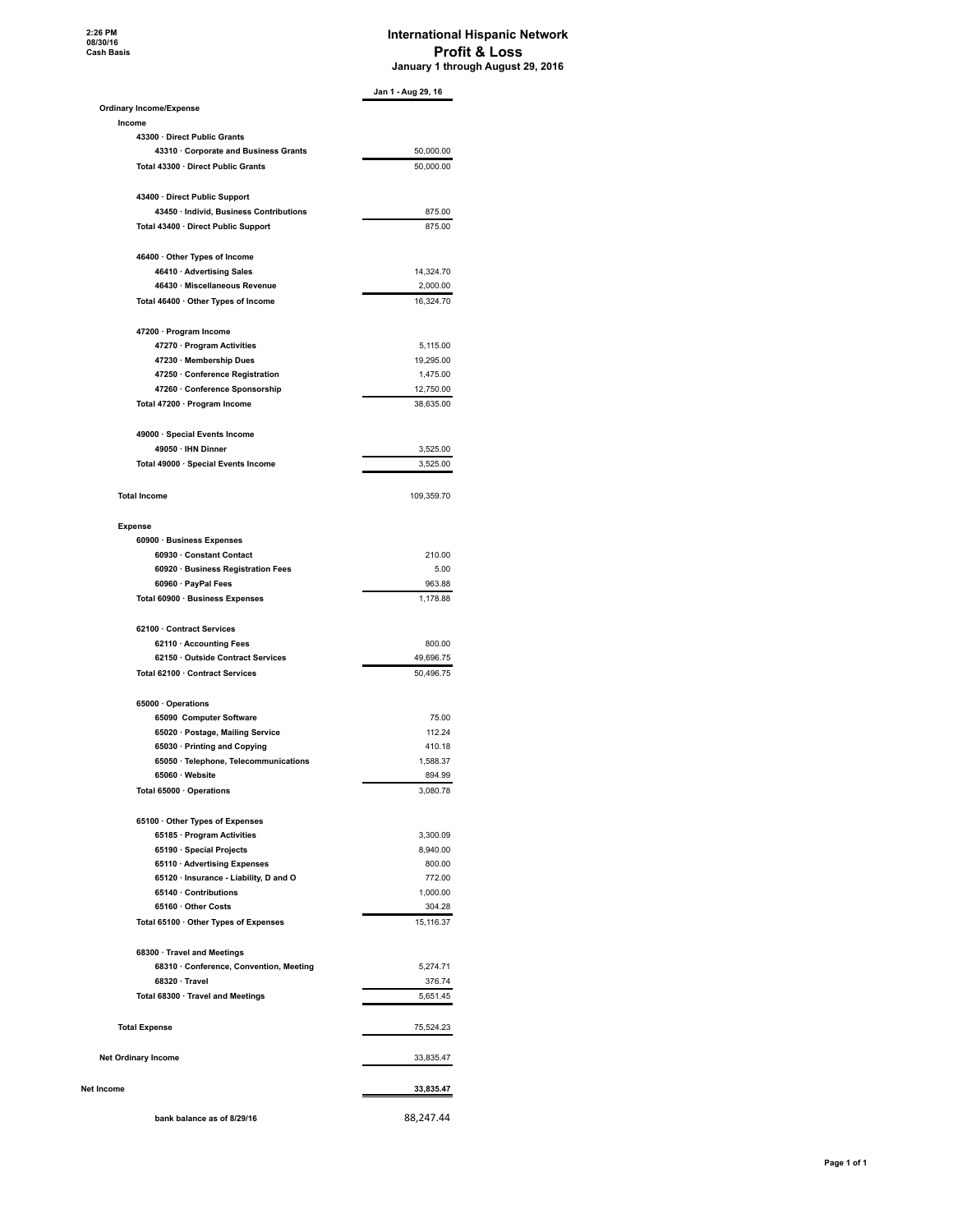2:26 PM
08/30/16
Cash Basis

# International Hispanic Network
## Profit & Loss
### January 1 through August 29, 2016

| | Jan 1 - Aug 29, 16 |
|---|---|
| **Ordinary Income/Expense** | |
| **Income** | |
| 43300 · Direct Public Grants | |
| 43310 · Corporate and Business Grants | 50,000.00 |
| Total 43300 · Direct Public Grants | 50,000.00 |
| | |
| 43400 · Direct Public Support | |
| 43450 · Individ, Business Contributions | 875.00 |
| Total 43400 · Direct Public Support | 875.00 |
| | |
| 46400 · Other Types of Income | |
| 46410 · Advertising Sales | 14,324.70 |
| 46430 · Miscellaneous Revenue | 2,000.00 |
| Total 46400 · Other Types of Income | 16,324.70 |
| | |
| 47200 · Program Income | |
| 47270 · Program Activities | 5,115.00 |
| 47230 · Membership Dues | 19,295.00 |
| 47250 · Conference Registration | 1,475.00 |
| 47260 · Conference Sponsorship | 12,750.00 |
| Total 47200 · Program Income | 38,635.00 |
| | |
| 49000 · Special Events Income | |
| 49050 · IHN Dinner | 3,525.00 |
| Total 49000 · Special Events Income | 3,525.00 |
| | |
| **Total Income** | 109,359.70 |
| | |
| **Expense** | |
| 60900 · Business Expenses | |
| 60930 · Constant Contact | 210.00 |
| 60920 · Business Registration Fees | 5.00 |
| 60960 · PayPal Fees | 963.88 |
| Total 60900 · Business Expenses | 1,178.88 |
| | |
| 62100 · Contract Services | |
| 62110 · Accounting Fees | 800.00 |
| 62150 · Outside Contract Services | 49,696.75 |
| Total 62100 · Contract Services | 50,496.75 |
| | |
| 65000 · Operations | |
| 65090 Computer Software | 75.00 |
| 65020 · Postage, Mailing Service | 112.24 |
| 65030 · Printing and Copying | 410.18 |
| 65050 · Telephone, Telecommunications | 1,588.37 |
| 65060 · Website | 894.99 |
| Total 65000 · Operations | 3,080.78 |
| | |
| 65100 · Other Types of Expenses | |
| 65185 · Program Activities | 3,300.09 |
| 65190 · Special Projects | 8,940.00 |
| 65110 · Advertising Expenses | 800.00 |
| 65120 · Insurance - Liability, D and O | 772.00 |
| 65140 · Contributions | 1,000.00 |
| 65160 · Other Costs | 304.28 |
| Total 65100 · Other Types of Expenses | 15,116.37 |
| | |
| 68300 · Travel and Meetings | |
| 68310 · Conference, Convention, Meeting | 5,274.71 |
| 68320 · Travel | 376.74 |
| Total 68300 · Travel and Meetings | 5,651.45 |
| | |
| **Total Expense** | 75,524.23 |
| | |
| **Net Ordinary Income** | 33,835.47 |
| | |
| **Net Income** | **33,835.47** |
| | |
| bank balance as of 8/29/16 | 88,247.44 |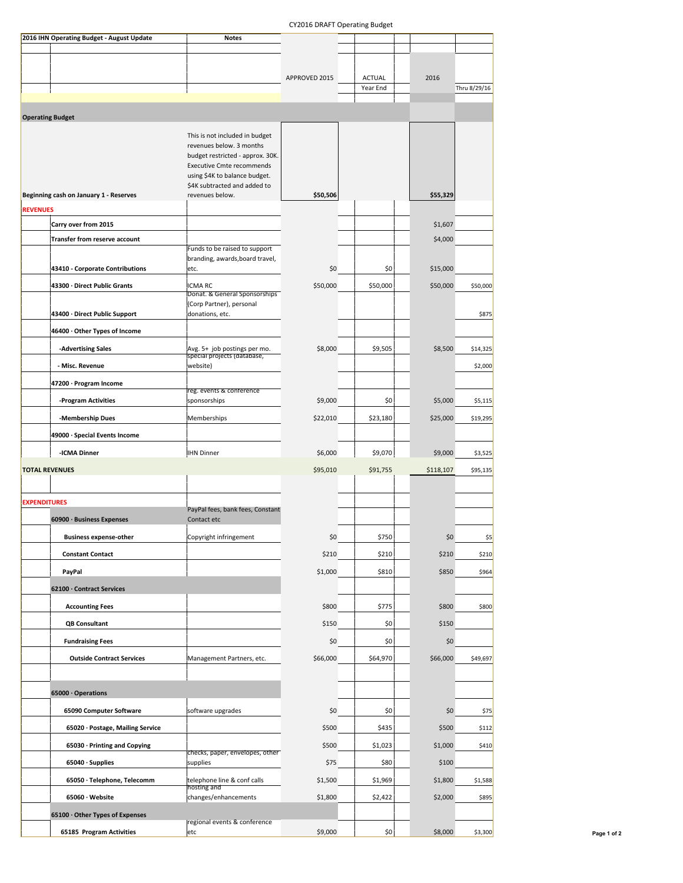CY2016 DRAFT Operating Budget

| 2016 IHN Operating Budget - August Update | | Notes | APPROVED 2015 | ACTUAL Year End | 2016 | Thru 8/29/16 |
|---|---|---|---|---|---|---|
| **Operating Budget** | | | | | | |
| **Beginning cash on January 1 - Reserves** | | This is not included in budget revenues below. 3 months budget restricted - approx. 30K. Executive Cmte recommends using $4K to balance budget. $4K subtracted and added to revenues below. | **$50,506** | | **$55,329** | |
| **REVENUES** | | | | | | |
| | **Carry over from 2015** | | | | $1,607 | |
| | **Transfer from reserve account** | | | | $4,000 | |
| | **43410 - Corporate Contributions** | Funds to be raised to support branding, awards,board travel, etc. | $0 | $0 | $15,000 | |
| | **43300 · Direct Public Grants** | ICMA RC | $50,000 | $50,000 | $50,000 | $50,000 |
| | **43400 · Direct Public Support** | Donat. & General Sponsorships (Corp Partner), personal donations, etc. | | | | $875 |
| | **46400 · Other Types of Income** | | | | | |
| | **-Advertising Sales** | Avg. 5+ job postings per mo. | $8,000 | $9,505 | $8,500 | $14,325 |
| | **- Misc. Revenue** | special projects (database, website) | | | | $2,000 |
| | **47200 · Program Income** | | | | | |
| | **-Program Activities** | reg. events & conference sponsorships | $9,000 | $0 | $5,000 | $5,115 |
| | **-Membership Dues** | Memberships | $22,010 | $23,180 | $25,000 | $19,295 |
| | **49000 · Special Events Income** | | | | | |
| | **-ICMA Dinner** | IHN Dinner | $6,000 | $9,070 | $9,000 | $3,525 |
| **TOTAL REVENUES** | | | $95,010 | $91,755 | $118,107 | $95,135 |
| **EXPENDITURES** | | | | | | |
| | **60900 · Business Expenses** | PayPal fees, bank fees, Constant Contact etc | | | | |
| | **Business expense-other** | Copyright infringement | $0 | $750 | $0 | $5 |
| | **Constant Contact** | | $210 | $210 | $210 | $210 |
| | **PayPal** | | $1,000 | $810 | $850 | $964 |
| | **62100 · Contract Services** | | | | | |
| | **Accounting Fees** | | $800 | $775 | $800 | $800 |
| | **QB Consultant** | | $150 | $0 | $150 | |
| | **Fundraising Fees** | | $0 | $0 | $0 | |
| | **Outside Contract Services** | Management Partners, etc. | $66,000 | $64,970 | $66,000 | $49,697 |
| | **65000 · Operations** | | | | | |
| | **65090 Computer Software** | software upgrades | $0 | $0 | $0 | $75 |
| | **65020 · Postage, Mailing Service** | | $500 | $435 | $500 | $112 |
| | **65030 · Printing and Copying** | | $500 | $1,023 | $1,000 | $410 |
| | **65040 · Supplies** | checks, paper, envelopes, other supplies | $75 | $80 | $100 | |
| | **65050 · Telephone, Telecomm** | telephone line & conf calls | $1,500 | $1,969 | $1,800 | $1,588 |
| | **65060 · Website** | hosting and changes/enhancements | $1,800 | $2,422 | $2,000 | $895 |
| | **65100 · Other Types of Expenses** | | | | | |
| | **65185 Program Activities** | regional events & conference etc | $9,000 | $0 | $8,000 | $3,300 |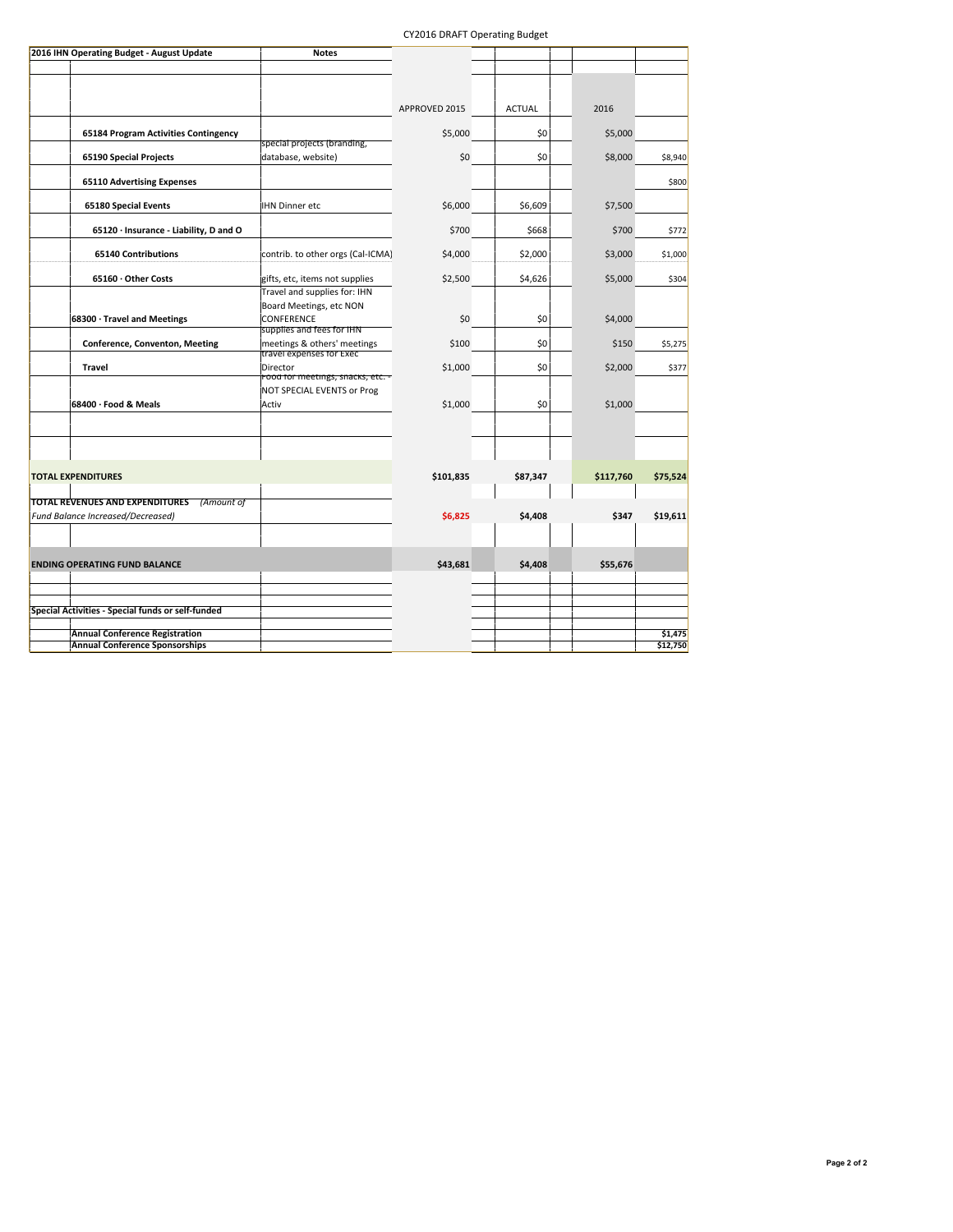CY2016 DRAFT Operating Budget

| 2016 IHN Operating Budget - August Update | | Notes | | | | | | |
|---|---|---|---|---|---|---|---|---|
| | | | APPROVED 2015 | | ACTUAL | | 2016 | |
| | **65184 Program Activities Contingency** | | $5,000 | | $0 | | $5,000 | |
| | **65190 Special Projects** | special projects (branding, database, website) | $0 | | $0 | | $8,000 | $8,940 |
| | **65110 Advertising Expenses** | | | | | | | $800 |
| | **65180 Special Events** | IHN Dinner etc | $6,000 | | $6,609 | | $7,500 | |
| | **65120 · Insurance - Liability, D and O** | | $700 | | $668 | | $700 | $772 |
| | **65140 Contributions** | contrib. to other orgs (Cal-ICMA) | $4,000 | | $2,000 | | $3,000 | $1,000 |
| | **65160 · Other Costs** | gifts, etc, items not supplies | $2,500 | | $4,626 | | $5,000 | $304 |
| | **68300 · Travel and Meetings** | Travel and supplies for: IHN Board Meetings, etc NON CONFERENCE | $0 | | $0 | | $4,000 | |
| | **Conference, Conventon, Meeting** | supplies and fees for IHN meetings & others' meetings | $100 | | $0 | | $150 | $5,275 |
| | **Travel** | travel expenses for Exec Director | $1,000 | | $0 | | $2,000 | $377 |
| | **68400 · Food & Meals** | Food for meetings, snacks, etc. - NOT SPECIAL EVENTS or Prog Activ | $1,000 | | $0 | | $1,000 | |
| | | | | | | | | |
| | | | | | | | | |
| **TOTAL EXPENDITURES** | | | **$101,835** | | **$87,347** | | **$117,760** | **$75,524** |
| **TOTAL REVENUES AND EXPENDITURES** *(Amount of Fund Balance Increased/Decreased)* | | | **$6,825** | | **$4,408** | | **$347** | **$19,611** |
| | | | | | | | | |
| **ENDING OPERATING FUND BALANCE** | | | **$43,681** | | **$4,408** | | **$55,676** | |
| | | | | | | | | |
| | | | | | | | | |
| **Special Activities - Special funds or self-funded** | | | | | | | | |
| | | | | | | | | |
| | **Annual Conference Registration** | | | | | | | **$1,475** |
| | **Annual Conference Sponsorships** | | | | | | | **$12,750** |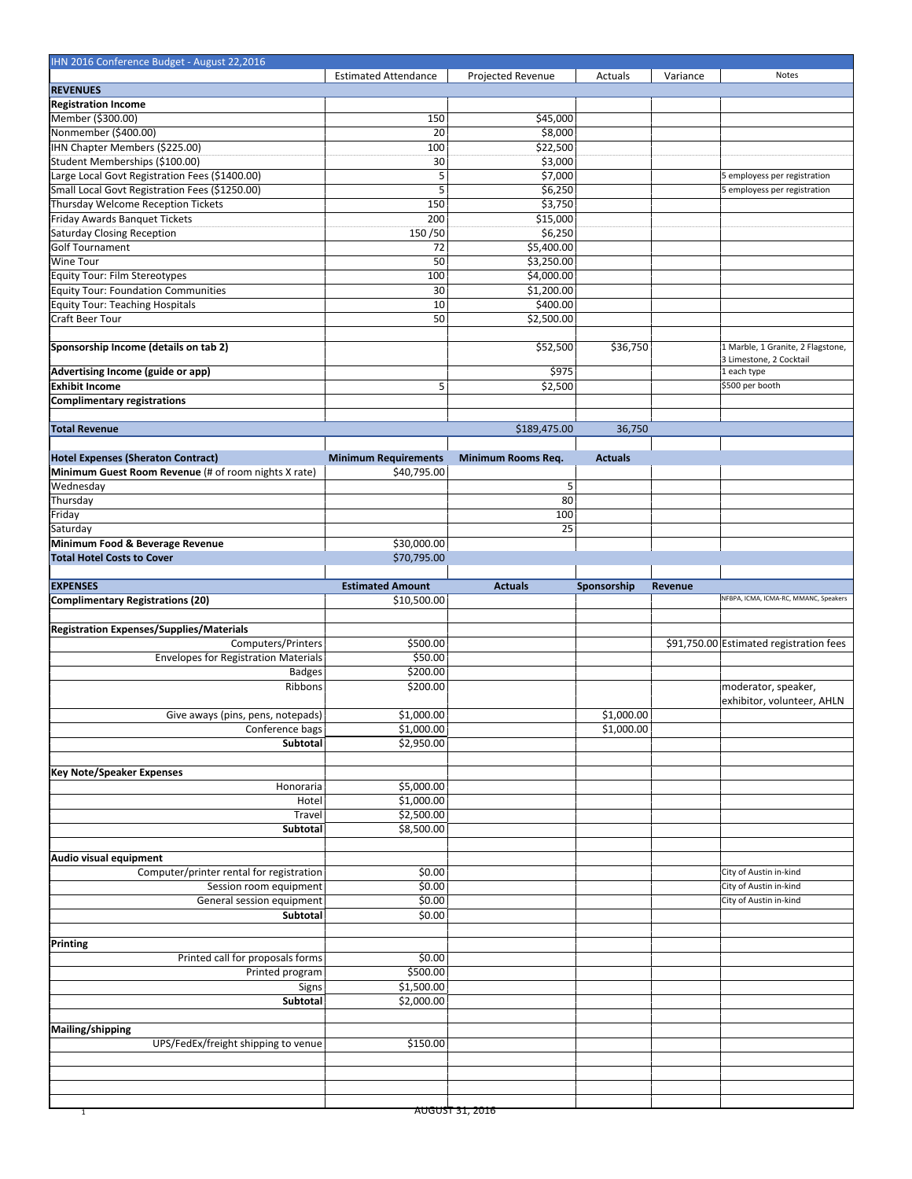| IHN 2016 Conference Budget - August 22,2016 | Estimated Attendance | Projected Revenue | Actuals | Variance | Notes |
|---|---|---|---|---|---|
| **REVENUES** | | | | | |
| **Registration Income** | | | | | |
| Member ($300.00) | 150 | $45,000 | | | |
| Nonmember ($400.00) | 20 | $8,000 | | | |
| IHN Chapter Members ($225.00) | 100 | $22,500 | | | |
| Student Memberships ($100.00) | 30 | $3,000 | | | |
| Large Local Govt Registration Fees ($1400.00) | 5 | $7,000 | | | 5 employess per registration |
| Small Local Govt Registration Fees ($1250.00) | 5 | $6,250 | | | 5 employess per registration |
| Thursday Welcome Reception Tickets | 150 | $3,750 | | | |
| Friday Awards Banquet Tickets | 200 | $15,000 | | | |
| Saturday Closing Reception | 150 /50 | $6,250 | | | |
| Golf Tournament | 72 | $5,400.00 | | | |
| Wine Tour | 50 | $3,250.00 | | | |
| Equity Tour: Film Stereotypes | 100 | $4,000.00 | | | |
| Equity Tour: Foundation Communities | 30 | $1,200.00 | | | |
| Equity Tour: Teaching Hospitals | 10 | $400.00 | | | |
| Craft Beer Tour | 50 | $2,500.00 | | | |
| | | | | | |
| **Sponsorship Income (details on tab 2)** | | $52,500 | $36,750 | | 1 Marble, 1 Granite, 2 Flagstone, 3 Limestone, 2 Cocktail |
| **Advertising Income (guide or app)** | | $975 | | | 1 each type |
| **Exhibit Income** | 5 | $2,500 | | | $500 per booth |
| **Complimentary registrations** | | | | | |
| | | | | | |
| **Total Revenue** | | $189,475.00 | 36,750 | | |
| | | | | | |
| **Hotel Expenses (Sheraton Contract)** | **Minimum Requirements** | **Minimum Rooms Req.** | **Actuals** | | |
| **Minimum Guest Room Revenue** (# of room nights X rate) | $40,795.00 | | | | |
| Wednesday | | 5 | | | |
| Thursday | | 80 | | | |
| Friday | | 100 | | | |
| Saturday | | 25 | | | |
| **Minimum Food & Beverage Revenue** | $30,000.00 | | | | |
| **Total Hotel Costs to Cover** | $70,795.00 | | | | |
| | | | | | |
| **EXPENSES** | **Estimated Amount** | **Actuals** | **Sponsorship** | **Revenue** | |
| **Complimentary Registrations (20)** | $10,500.00 | | | | NFBPA, ICMA, ICMA-RC, MMANC, Speakers |
| | | | | | |
| **Registration Expenses/Supplies/Materials** | | | | | |
| Computers/Printers | $500.00 | | | $91,750.00 | Estimated registration fees |
| Envelopes for Registration Materials | $50.00 | | | | |
| Badges | $200.00 | | | | |
| Ribbons | $200.00 | | | | moderator, speaker, exhibitor, volunteer, AHLN |
| Give aways (pins, pens, notepads) | $1,000.00 | | $1,000.00 | | |
| Conference bags | $1,000.00 | | $1,000.00 | | |
| **Subtotal** | $2,950.00 | | | | |
| | | | | | |
| **Key Note/Speaker Expenses** | | | | | |
| Honoraria | $5,000.00 | | | | |
| Hotel | $1,000.00 | | | | |
| Travel | $2,500.00 | | | | |
| **Subtotal** | $8,500.00 | | | | |
| | | | | | |
| **Audio visual equipment** | | | | | |
| Computer/printer rental for registration | $0.00 | | | | City of Austin in-kind |
| Session room equipment | $0.00 | | | | City of Austin in-kind |
| General session equipment | $0.00 | | | | City of Austin in-kind |
| **Subtotal** | $0.00 | | | | |
| | | | | | |
| **Printing** | | | | | |
| Printed call for proposals forms | $0.00 | | | | |
| Printed program | $500.00 | | | | |
| Signs | $1,500.00 | | | | |
| **Subtotal** | $2,000.00 | | | | |
| | | | | | |
| **Mailing/shipping** | | | | | |
| UPS/FedEx/freight shipping to venue | $150.00 | | | | |

AUGUST 31, 2016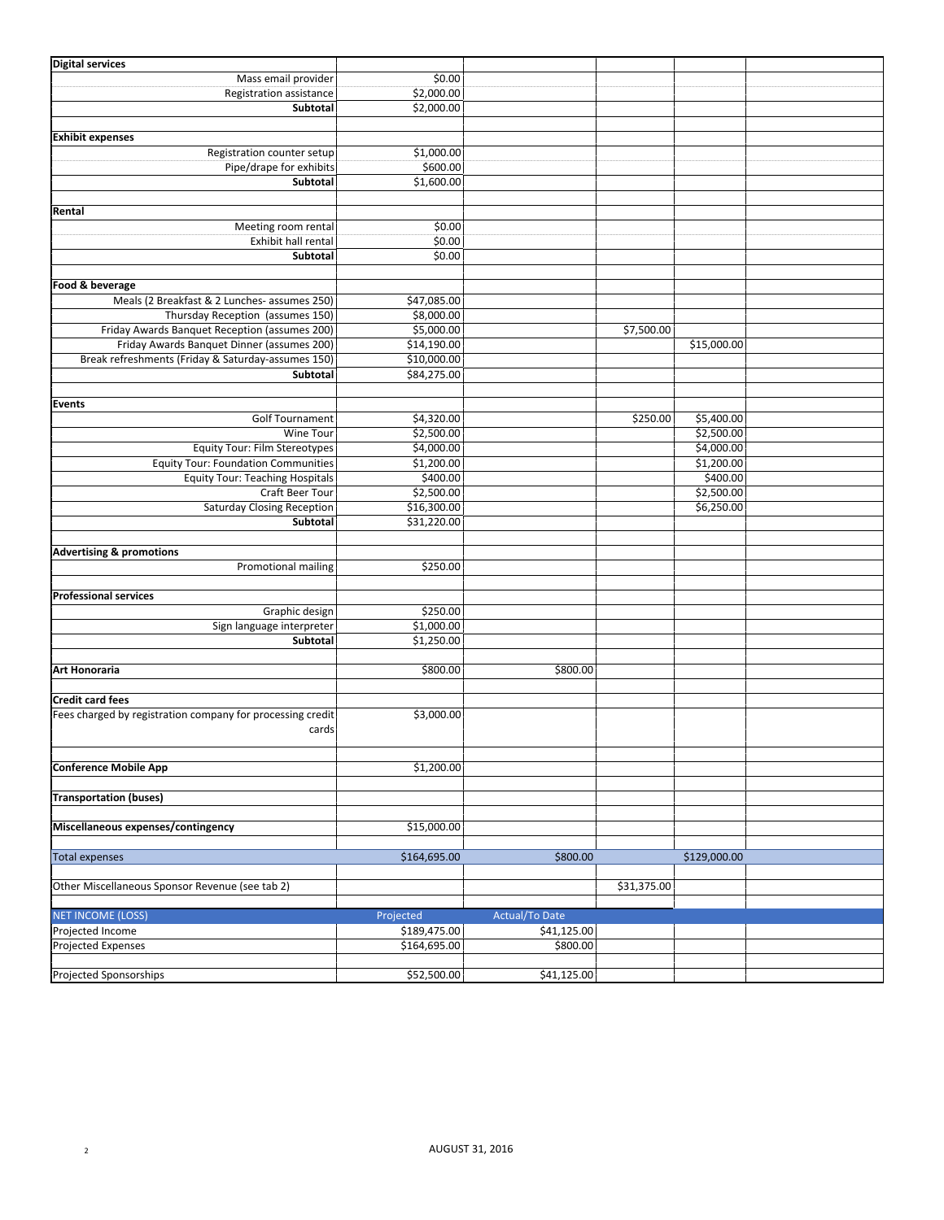| Digital services | | | | | |
|---|---|---|---|---|---|
| Mass email provider | $0.00 | | | | |
| Registration assistance | $2,000.00 | | | | |
| **Subtotal** | $2,000.00 | | | | |
| | | | | | |
| **Exhibit expenses** | | | | | |
| Registration counter setup | $1,000.00 | | | | |
| Pipe/drape for exhibits | $600.00 | | | | |
| **Subtotal** | $1,600.00 | | | | |
| | | | | | |
| **Rental** | | | | | |
| Meeting room rental | $0.00 | | | | |
| Exhibit hall rental | $0.00 | | | | |
| **Subtotal** | $0.00 | | | | |
| | | | | | |
| **Food & beverage** | | | | | |
| Meals (2 Breakfast & 2 Lunches- assumes 250) | $47,085.00 | | | | |
| Thursday Reception (assumes 150) | $8,000.00 | | | | |
| Friday Awards Banquet Reception (assumes 200) | $5,000.00 | | $7,500.00 | | |
| Friday Awards Banquet Dinner (assumes 200) | $14,190.00 | | | $15,000.00 | |
| Break refreshments (Friday & Saturday-assumes 150) | $10,000.00 | | | | |
| **Subtotal** | $84,275.00 | | | | |
| | | | | | |
| **Events** | | | | | |
| Golf Tournament | $4,320.00 | | $250.00 | $5,400.00 | |
| Wine Tour | $2,500.00 | | | $2,500.00 | |
| Equity Tour: Film Stereotypes | $4,000.00 | | | $4,000.00 | |
| Equity Tour: Foundation Communities | $1,200.00 | | | $1,200.00 | |
| Equity Tour: Teaching Hospitals | $400.00 | | | $400.00 | |
| Craft Beer Tour | $2,500.00 | | | $2,500.00 | |
| Saturday Closing Reception | $16,300.00 | | | $6,250.00 | |
| **Subtotal** | $31,220.00 | | | | |
| | | | | | |
| **Advertising & promotions** | | | | | |
| Promotional mailing | $250.00 | | | | |
| | | | | | |
| **Professional services** | | | | | |
| Graphic design | $250.00 | | | | |
| Sign language interpreter | $1,000.00 | | | | |
| **Subtotal** | $1,250.00 | | | | |
| | | | | | |
| **Art Honoraria** | $800.00 | $800.00 | | | |
| | | | | | |
| **Credit card fees** | | | | | |
| Fees charged by registration company for processing credit cards | $3,000.00 | | | | |
| | | | | | |
| **Conference Mobile App** | $1,200.00 | | | | |
| | | | | | |
| **Transportation (buses)** | | | | | |
| | | | | | |
| **Miscellaneous expenses/contingency** | $15,000.00 | | | | |
| | | | | | |
| Total expenses | $164,695.00 | $800.00 | | $129,000.00 | |
| | | | | | |
| Other Miscellaneous Sponsor Revenue (see tab 2) | | | $31,375.00 | | |
| | | | | | |
| NET INCOME (LOSS) | Projected | Actual/To Date | | | |
| Projected Income | $189,475.00 | $41,125.00 | | | |
| Projected Expenses | $164,695.00 | $800.00 | | | |
| | | | | | |
| Projected Sponsorships | $52,500.00 | $41,125.00 | | | |

AUGUST 31, 2016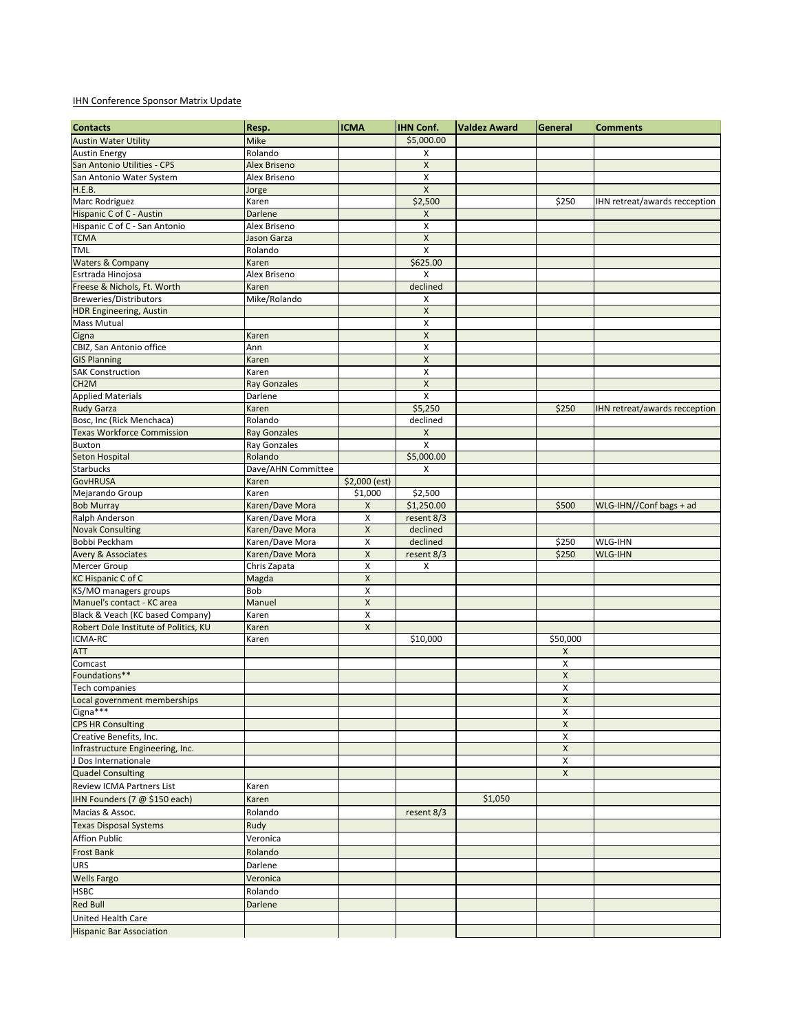IHN Conference Sponsor Matrix Update

| Contacts | Resp. | ICMA | IHN Conf. | Valdez Award | General | Comments |
|---|---|---|---|---|---|---|
| Austin Water Utility | Mike | | $5,000.00 | | | |
| Austin Energy | Rolando | | X | | | |
| San Antonio Utilities - CPS | Alex Briseno | | X | | | |
| San Antonio Water System | Alex Briseno | | X | | | |
| H.E.B. | Jorge | | X | | | |
| Marc Rodriguez | Karen | | $2,500 | | $250 | IHN retreat/awards recception |
| Hispanic C of C - Austin | Darlene | | X | | | |
| Hispanic C of C - San Antonio | Alex Briseno | | X | | | |
| TCMA | Jason Garza | | X | | | |
| TML | Rolando | | X | | | |
| Waters & Company | Karen | | $625.00 | | | |
| Esrtrada Hinojosa | Alex Briseno | | X | | | |
| Freese & Nichols, Ft. Worth | Karen | | declined | | | |
| Breweries/Distributors | Mike/Rolando | | X | | | |
| HDR Engineering, Austin | | | X | | | |
| Mass Mutual | | | X | | | |
| Cigna | Karen | | X | | | |
| CBIZ, San Antonio office | Ann | | X | | | |
| GIS Planning | Karen | | X | | | |
| SAK Construction | Karen | | X | | | |
| CH2M | Ray Gonzales | | X | | | |
| Applied Materials | Darlene | | X | | | |
| Rudy Garza | Karen | | $5,250 | | $250 | IHN retreat/awards recception |
| Bosc, Inc (Rick Menchaca) | Rolando | | declined | | | |
| Texas Workforce Commission | Ray Gonzales | | X | | | |
| Buxton | Ray Gonzales | | X | | | |
| Seton Hospital | Rolando | | $5,000.00 | | | |
| Starbucks | Dave/AHN Committee | | X | | | |
| GovHRUSA | Karen | $2,000 (est) | | | | |
| Mejarando Group | Karen | $1,000 | $2,500 | | | |
| Bob Murray | Karen/Dave Mora | X | $1,250.00 | | $500 | WLG-IHN//Conf bags + ad |
| Ralph Anderson | Karen/Dave Mora | X | resent 8/3 | | | |
| Novak Consulting | Karen/Dave Mora | X | declined | | | |
| Bobbi Peckham | Karen/Dave Mora | X | declined | | $250 | WLG-IHN |
| Avery & Associates | Karen/Dave Mora | X | resent 8/3 | | $250 | WLG-IHN |
| Mercer Group | Chris Zapata | X | X | | | |
| KC Hispanic C of C | Magda | X | | | | |
| KS/MO managers groups | Bob | X | | | | |
| Manuel's contact - KC area | Manuel | X | | | | |
| Black & Veach (KC based Company) | Karen | X | | | | |
| Robert Dole Institute of Politics, KU | Karen | X | | | | |
| ICMA-RC | Karen | | $10,000 | | $50,000 | |
| ATT | | | | | X | |
| Comcast | | | | | X | |
| Foundations** | | | | | X | |
| Tech companies | | | | | X | |
| Local government memberships | | | | | X | |
| Cigna*** | | | | | X | |
| CPS HR Consulting | | | | | X | |
| Creative Benefits, Inc. | | | | | X | |
| Infrastructure Engineering, Inc. | | | | | X | |
| J Dos Internationale | | | | | X | |
| Quadel Consulting | | | | | X | |
| Review ICMA Partners List | Karen | | | | | |
| IHN Founders (7 @ $150 each) | Karen | | | $1,050 | | |
| Macias & Assoc. | Rolando | | resent 8/3 | | | |
| Texas Disposal Systems | Rudy | | | | | |
| Affion Public | Veronica | | | | | |
| Frost Bank | Rolando | | | | | |
| URS | Darlene | | | | | |
| Wells Fargo | Veronica | | | | | |
| HSBC | Rolando | | | | | |
| Red Bull | Darlene | | | | | |
| United Health Care | | | | | | |
| Hispanic Bar Association | | | | | | |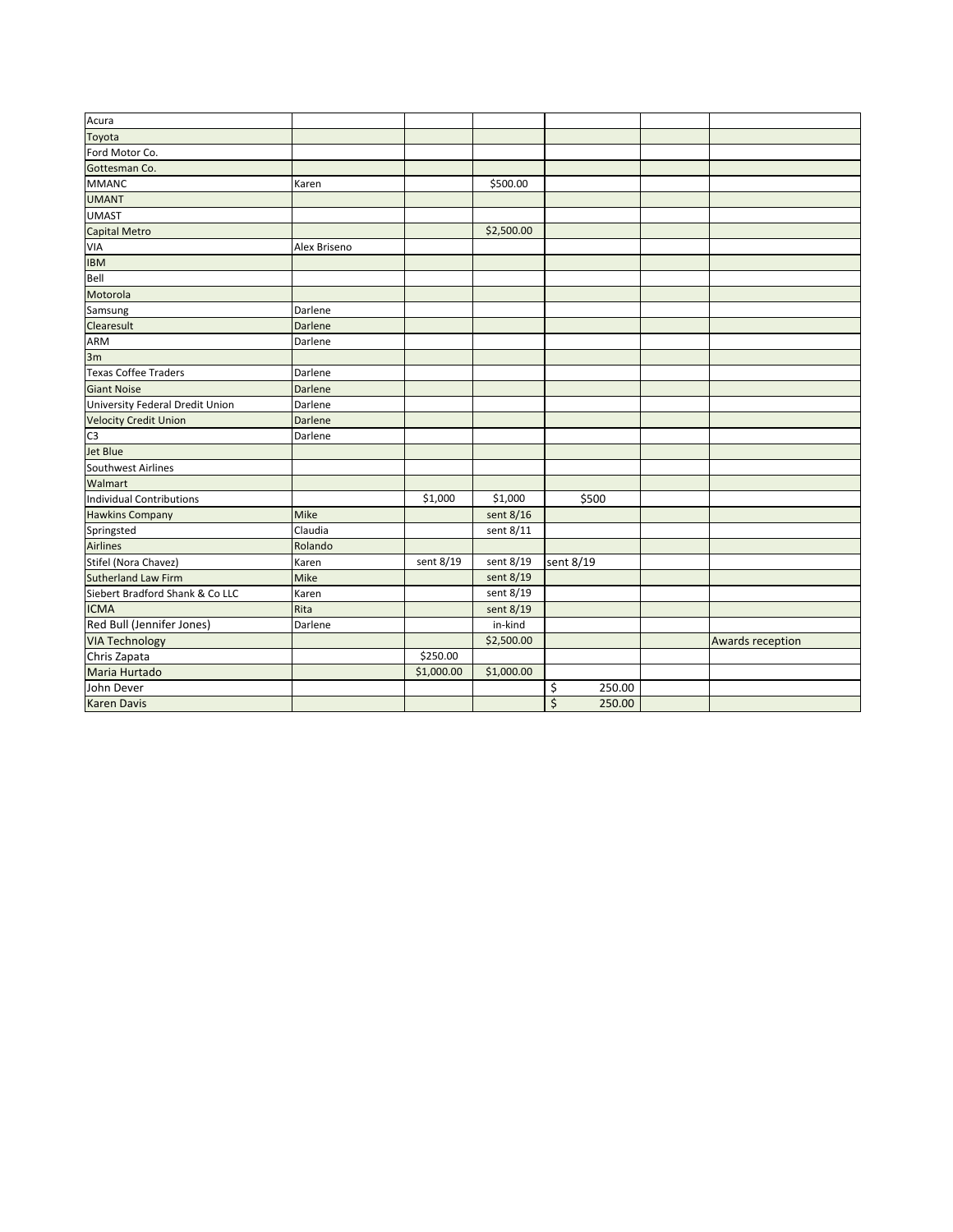| | | | | | | |
|---|---|---|---|---|---|---|
| Acura | | | | | | |
| Toyota | | | | | | |
| Ford Motor Co. | | | | | | |
| Gottesman Co. | | | | | | |
| MMANC | Karen | | $500.00 | | | |
| UMANT | | | | | | |
| UMAST | | | | | | |
| Capital Metro | | | $2,500.00 | | | |
| VIA | Alex Briseno | | | | | |
| IBM | | | | | | |
| Bell | | | | | | |
| Motorola | | | | | | |
| Samsung | Darlene | | | | | |
| Clearesult | Darlene | | | | | |
| ARM | Darlene | | | | | |
| 3m | | | | | | |
| Texas Coffee Traders | Darlene | | | | | |
| Giant Noise | Darlene | | | | | |
| University Federal Dredit Union | Darlene | | | | | |
| Velocity Credit Union | Darlene | | | | | |
| C3 | Darlene | | | | | |
| Jet Blue | | | | | | |
| Southwest Airlines | | | | | | |
| Walmart | | | | | | |
| Individual Contributions | | $1,000 | $1,000 | $500 | | |
| Hawkins Company | Mike | | sent 8/16 | | | |
| Springsted | Claudia | | sent 8/11 | | | |
| Airlines | Rolando | | | | | |
| Stifel (Nora Chavez) | Karen | sent 8/19 | sent 8/19 | sent 8/19 | | |
| Sutherland Law Firm | Mike | | sent 8/19 | | | |
| Siebert Bradford Shank & Co LLC | Karen | | sent 8/19 | | | |
| ICMA | Rita | | sent 8/19 | | | |
| Red Bull (Jennifer Jones) | Darlene | | in-kind | | | |
| VIA Technology | | | $2,500.00 | | | Awards reception |
| Chris Zapata | | $250.00 | | | | |
| Maria Hurtado | | $1,000.00 | $1,000.00 | | | |
| John Dever | | | | $ 250.00 | | |
| Karen Davis | | | | $ 250.00 | | |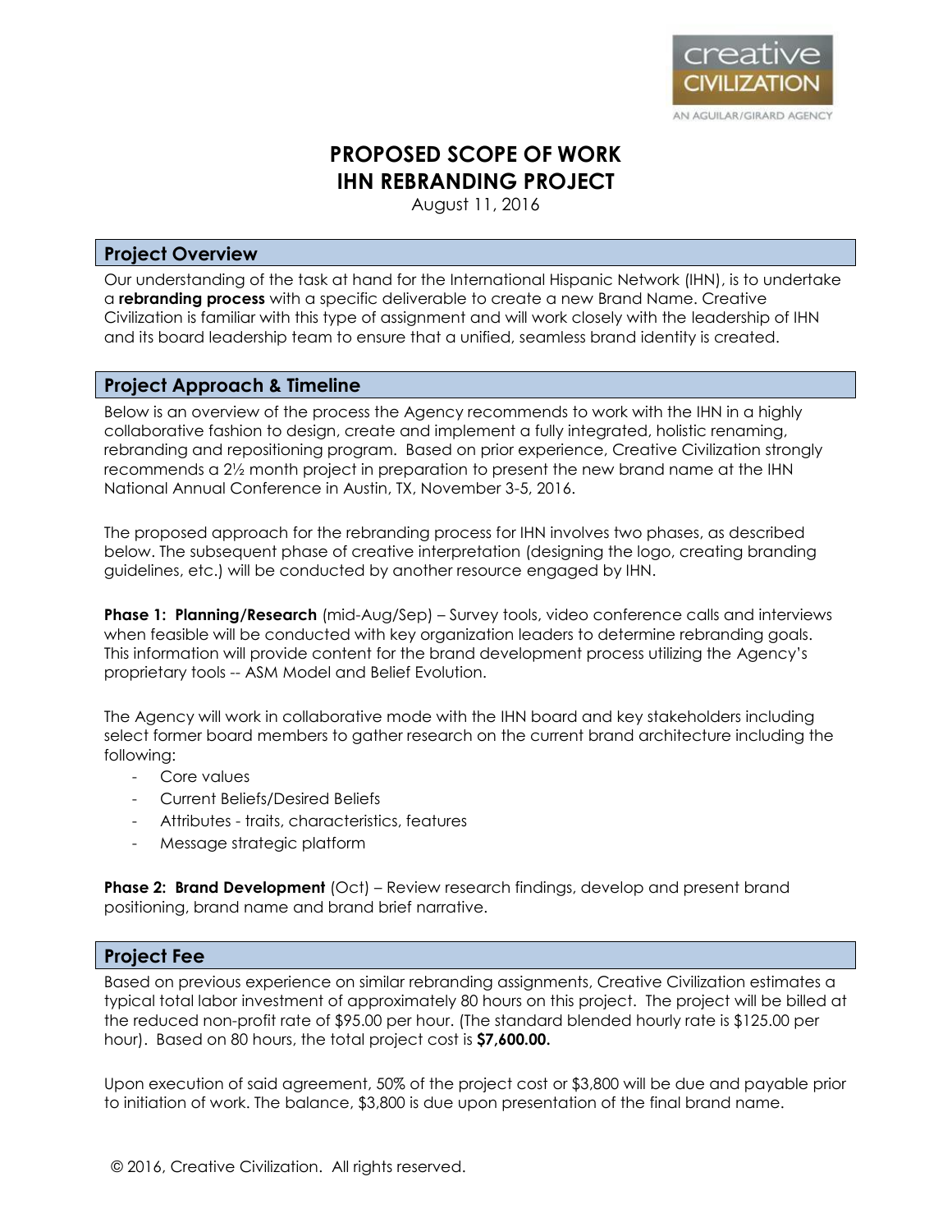creative CIVILIZATION

AN AGUILAR/GIRARD AGENCY

# PROPOSED SCOPE OF WORK
# IHN REBRANDING PROJECT

August 11, 2016

## Project Overview

Our understanding of the task at hand for the International Hispanic Network (IHN), is to undertake a **rebranding process** with a specific deliverable to create a new Brand Name. Creative Civilization is familiar with this type of assignment and will work closely with the leadership of IHN and its board leadership team to ensure that a unified, seamless brand identity is created.

## Project Approach & Timeline

Below is an overview of the process the Agency recommends to work with the IHN in a highly collaborative fashion to design, create and implement a fully integrated, holistic renaming, rebranding and repositioning program. Based on prior experience, Creative Civilization strongly recommends a 2½ month project in preparation to present the new brand name at the IHN National Annual Conference in Austin, TX, November 3-5, 2016.

The proposed approach for the rebranding process for IHN involves two phases, as described below. The subsequent phase of creative interpretation (designing the logo, creating branding guidelines, etc.) will be conducted by another resource engaged by IHN.

**Phase 1: Planning/Research** (mid-Aug/Sep) – Survey tools, video conference calls and interviews when feasible will be conducted with key organization leaders to determine rebranding goals. This information will provide content for the brand development process utilizing the Agency's proprietary tools -- ASM Model and Belief Evolution.

The Agency will work in collaborative mode with the IHN board and key stakeholders including select former board members to gather research on the current brand architecture including the following:

- Core values
- Current Beliefs/Desired Beliefs
- Attributes - traits, characteristics, features
- Message strategic platform

**Phase 2: Brand Development** (Oct) – Review research findings, develop and present brand positioning, brand name and brand brief narrative.

## Project Fee

Based on previous experience on similar rebranding assignments, Creative Civilization estimates a typical total labor investment of approximately 80 hours on this project. The project will be billed at the reduced non-profit rate of $95.00 per hour. (The standard blended hourly rate is $125.00 per hour). Based on 80 hours, the total project cost is **$7,600.00.**

Upon execution of said agreement, 50% of the project cost or $3,800 will be due and payable prior to initiation of work. The balance, $3,800 is due upon presentation of the final brand name.

© 2016, Creative Civilization. All rights reserved.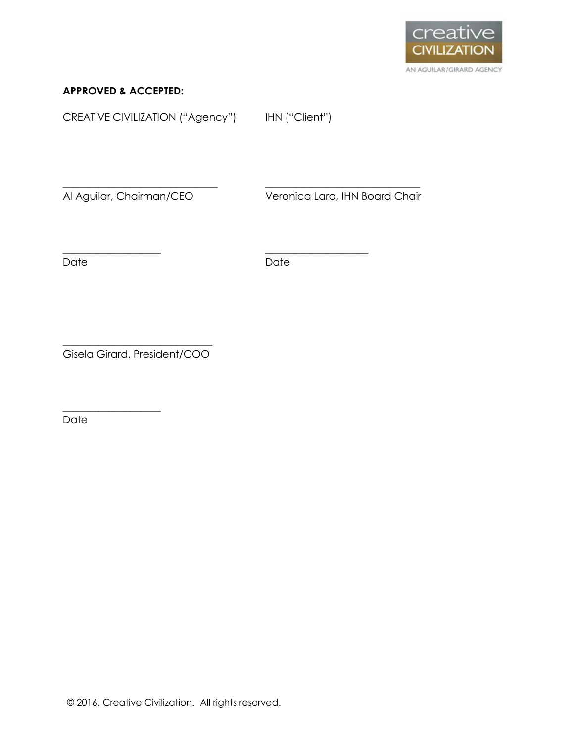**APPROVED & ACCEPTED:**

| | |
|---|---|
| CREATIVE CIVILIZATION ("Agency") | IHN ("Client") |
| ______________________________ | ______________________________ |
| Al Aguilar, Chairman/CEO | Veronica Lara, IHN Board Chair |
| ___________________ | ___________________ |
| Date | Date |
| ______________________________ | |
| Gisela Girard, President/COO | |
| ___________________ | |
| Date | |

© 2016, Creative Civilization. All rights reserved.